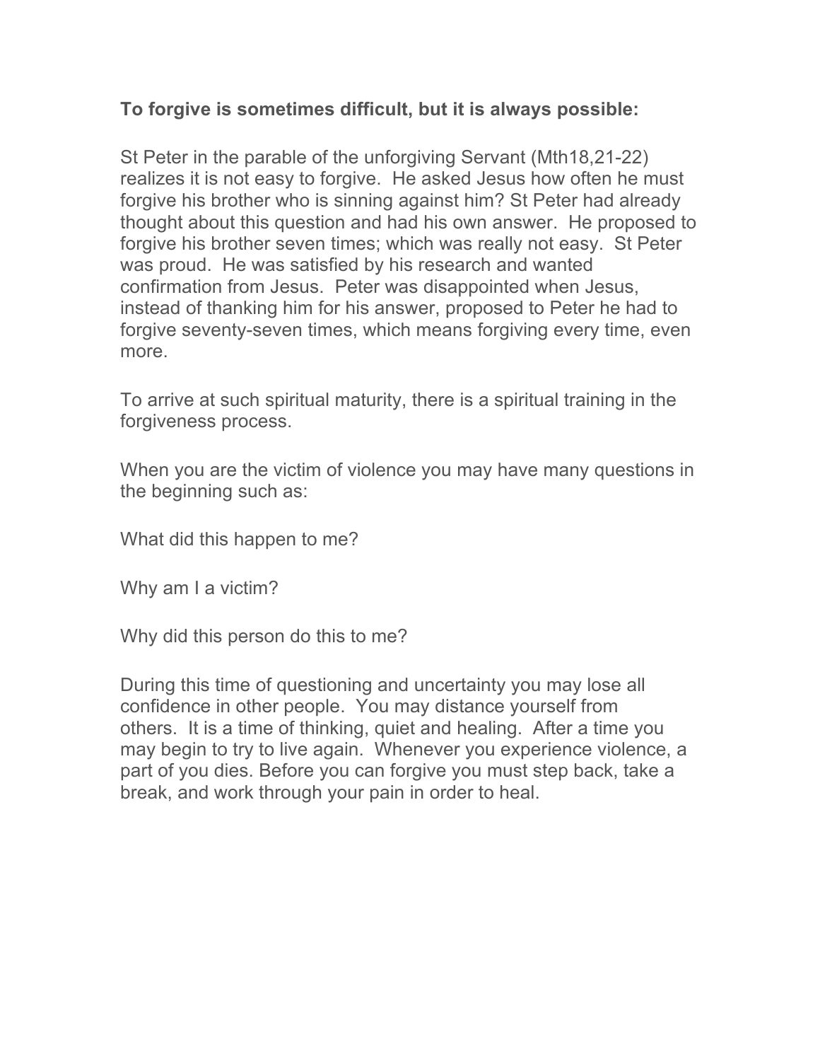**To forgive is sometimes difficult, but it is always possible:**

St Peter in the parable of the unforgiving Servant (Mth18,21-22) realizes it is not easy to forgive. He asked Jesus how often he must forgive his brother who is sinning against him? St Peter had already thought about this question and had his own answer. He proposed to forgive his brother seven times; which was really not easy. St Peter was proud. He was satisfied by his research and wanted confirmation from Jesus. Peter was disappointed when Jesus, instead of thanking him for his answer, proposed to Peter he had to forgive seventy-seven times, which means forgiving every time, even more.

To arrive at such spiritual maturity, there is a spiritual training in the forgiveness process.

When you are the victim of violence you may have many questions in the beginning such as:

What did this happen to me?

Why am I a victim?

Why did this person do this to me?

During this time of questioning and uncertainty you may lose all confidence in other people. You may distance yourself from others. It is a time of thinking, quiet and healing. After a time you may begin to try to live again. Whenever you experience violence, a part of you dies. Before you can forgive you must step back, take a break, and work through your pain in order to heal.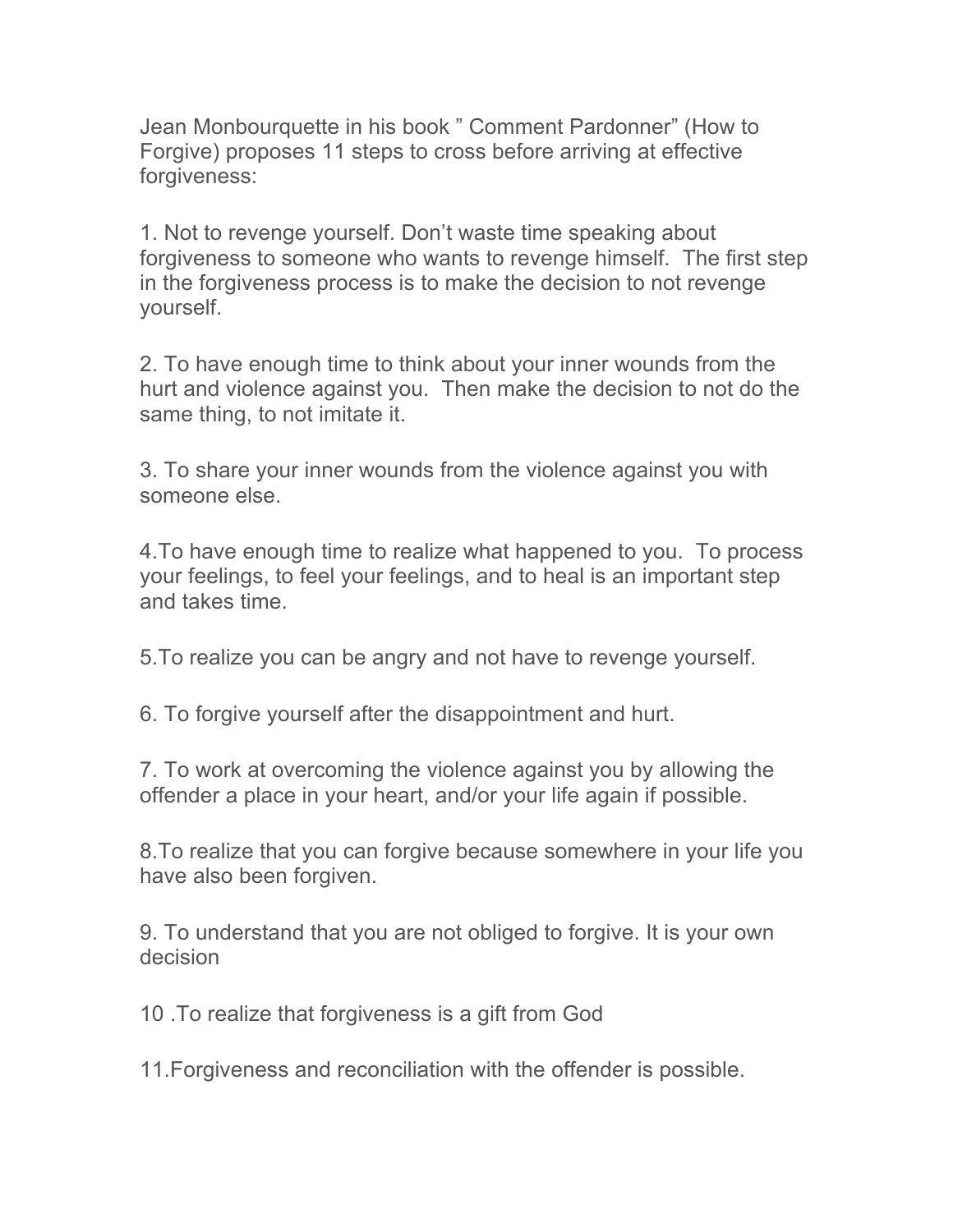Jean Monbourquette in his book " Comment Pardonner" (How to Forgive) proposes 11 steps to cross before arriving at effective forgiveness:

1. Not to revenge yourself. Don't waste time speaking about forgiveness to someone who wants to revenge himself. The first step in the forgiveness process is to make the decision to not revenge yourself.

2. To have enough time to think about your inner wounds from the hurt and violence against you. Then make the decision to not do the same thing, to not imitate it.

3. To share your inner wounds from the violence against you with someone else.

4. To have enough time to realize what happened to you. To process your feelings, to feel your feelings, and to heal is an important step and takes time.

5. To realize you can be angry and not have to revenge yourself.

6. To forgive yourself after the disappointment and hurt.

7. To work at overcoming the violence against you by allowing the offender a place in your heart, and/or your life again if possible.

8. To realize that you can forgive because somewhere in your life you have also been forgiven.

9. To understand that you are not obliged to forgive. It is your own decision

10. To realize that forgiveness is a gift from God

11. Forgiveness and reconciliation with the offender is possible.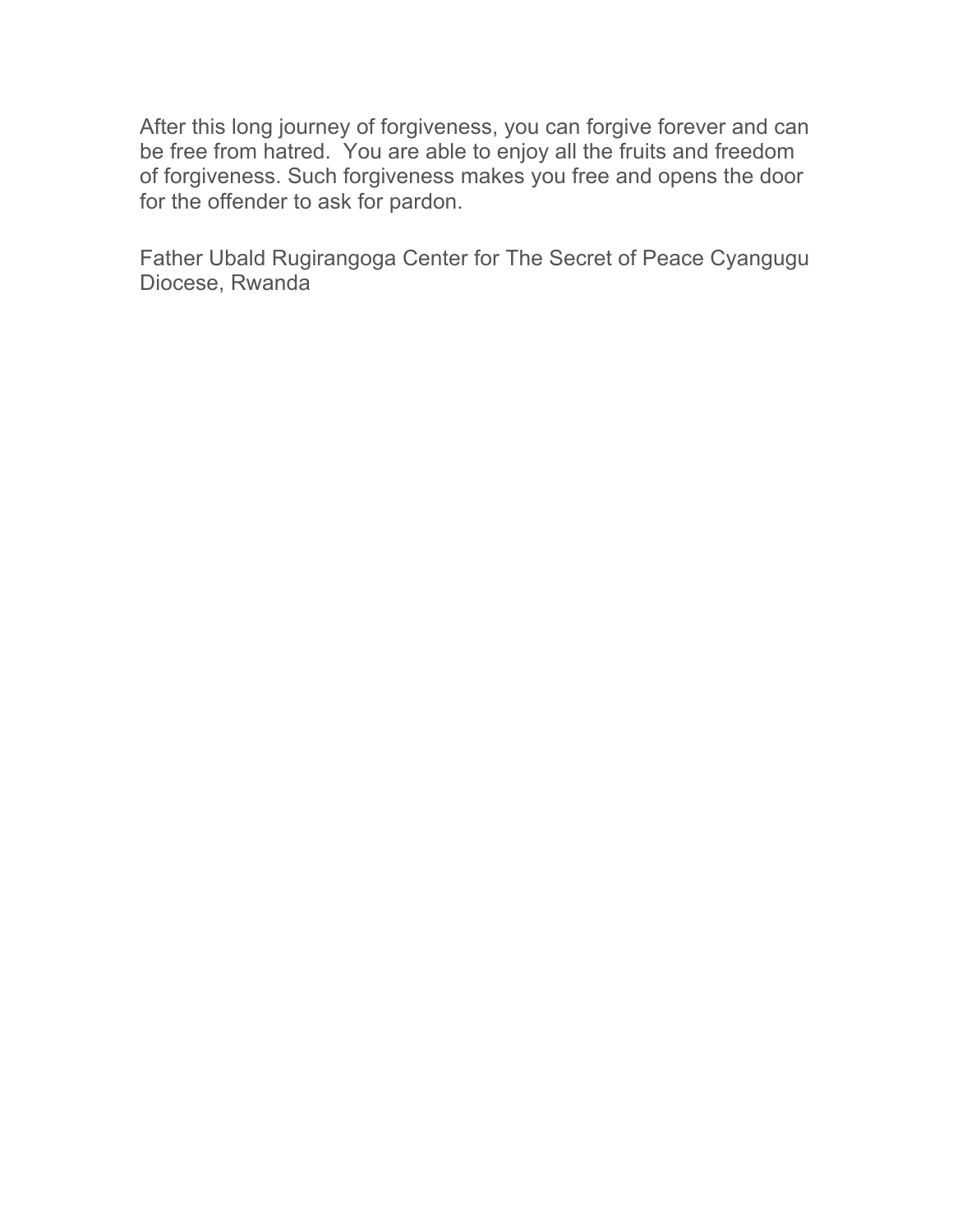After this long journey of forgiveness, you can forgive forever and can be free from hatred.  You are able to enjoy all the fruits and freedom of forgiveness. Such forgiveness makes you free and opens the door for the offender to ask for pardon.

Father Ubald Rugirangoga Center for The Secret of Peace Cyangugu Diocese, Rwanda